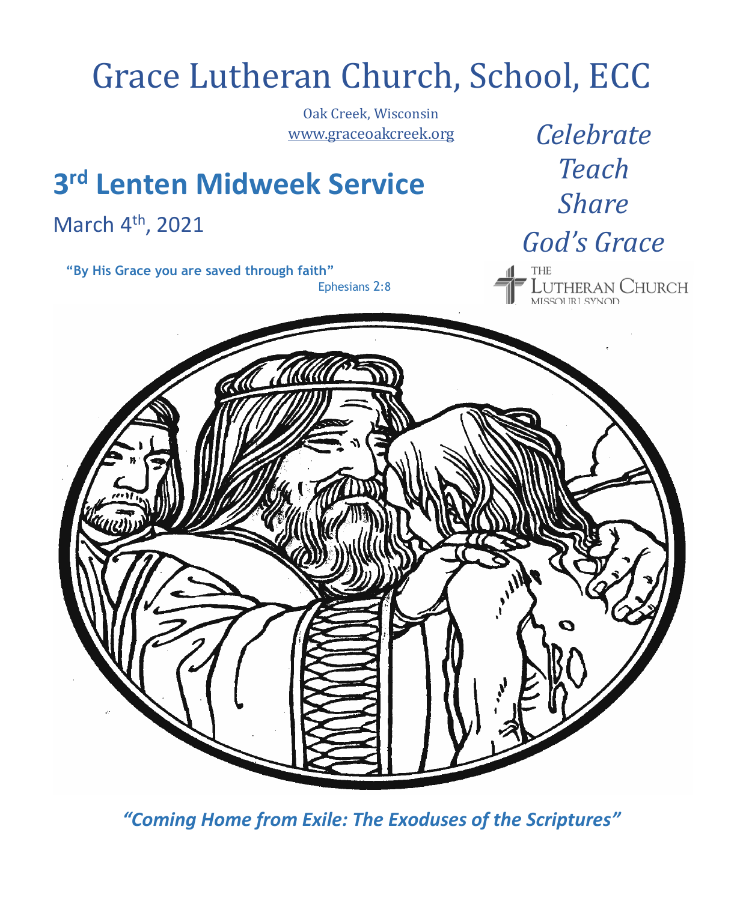# Grace Lutheran Church, School, ECC

Oak Creek, Wisconsin
www.graceoakcreek.org

*Celebrate*
*Teach*
*Share*
*God's Grace*

THE LUTHERAN CHURCH MISSOURI SYNOD

## 3rd Lenten Midweek Service

March 4th, 2021

**"By His Grace you are saved through faith"**
Ephesians 2:8

***"Coming Home from Exile: The Exoduses of the Scriptures"***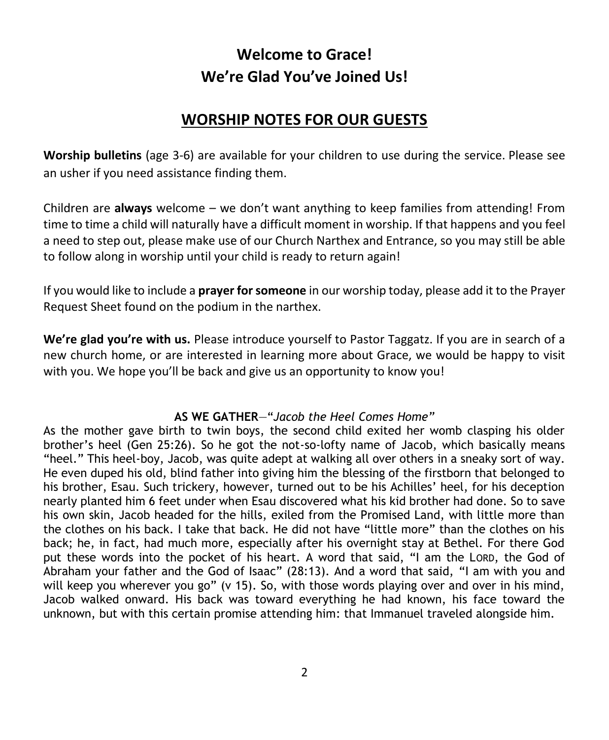# Welcome to Grace!
# We're Glad You've Joined Us!

## WORSHIP NOTES FOR OUR GUESTS

**Worship bulletins** (age 3-6) are available for your children to use during the service. Please see an usher if you need assistance finding them.

Children are **always** welcome – we don't want anything to keep families from attending! From time to time a child will naturally have a difficult moment in worship. If that happens and you feel a need to step out, please make use of our Church Narthex and Entrance, so you may still be able to follow along in worship until your child is ready to return again!

If you would like to include a **prayer for someone** in our worship today, please add it to the Prayer Request Sheet found on the podium in the narthex.

**We're glad you're with us.** Please introduce yourself to Pastor Taggatz. If you are in search of a new church home, or are interested in learning more about Grace, we would be happy to visit with you. We hope you'll be back and give us an opportunity to know you!

**AS WE GATHER**—"*Jacob the Heel Comes Home*"

As the mother gave birth to twin boys, the second child exited her womb clasping his older brother's heel (Gen 25:26). So he got the not-so-lofty name of Jacob, which basically means "heel." This heel-boy, Jacob, was quite adept at walking all over others in a sneaky sort of way. He even duped his old, blind father into giving him the blessing of the firstborn that belonged to his brother, Esau. Such trickery, however, turned out to be his Achilles' heel, for his deception nearly planted him 6 feet under when Esau discovered what his kid brother had done. So to save his own skin, Jacob headed for the hills, exiled from the Promised Land, with little more than the clothes on his back. I take that back. He did not have "little more" than the clothes on his back; he, in fact, had much more, especially after his overnight stay at Bethel. For there God put these words into the pocket of his heart. A word that said, "I am the LORD, the God of Abraham your father and the God of Isaac" (28:13). And a word that said, "I am with you and will keep you wherever you go" (v 15). So, with those words playing over and over in his mind, Jacob walked onward. His back was toward everything he had known, his face toward the unknown, but with this certain promise attending him: that Immanuel traveled alongside him.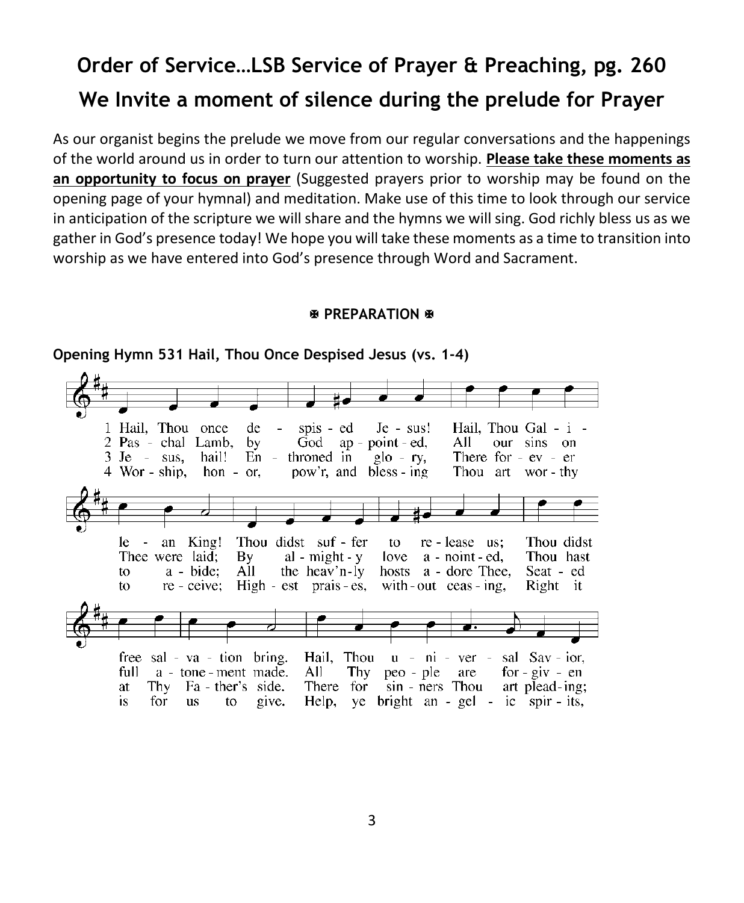# Order of Service…LSB Service of Prayer & Preaching, pg. 260

# We Invite a moment of silence during the prelude for Prayer

As our organist begins the prelude we move from our regular conversations and the happenings of the world around us in order to turn our attention to worship. **Please take these moments as an opportunity to focus on prayer** (Suggested prayers prior to worship may be found on the opening page of your hymnal) and meditation. Make use of this time to look through our service in anticipation of the scripture we will share and the hymns we will sing. God richly bless us as we gather in God's presence today! We hope you will take these moments as a time to transition into worship as we have entered into God's presence through Word and Sacrament.

**✠ PREPARATION ✠**

**Opening Hymn 531 Hail, Thou Once Despised Jesus (vs. 1-4)**

1 Hail, Thou once de - spis - ed Je - sus! Hail, Thou Gal - i - le - an King! Thou didst suf - fer to re - lease us; Thou didst free sal - va - tion bring. Hail, Thou u - ni - ver - sal Sav - ior,

2 Pas - chal Lamb, by God ap - point - ed, All our sins on Thee were laid; By al - might - y love a - noint - ed, Thou hast full a - tone - ment made. All Thy peo - ple are for - giv - en

3 Je - sus, hail! En - throned in glo - ry, There for - ev - er to a - bide; All the heav'n-ly hosts a - dore Thee, Seat - ed at Thy Fa - ther's side. There for sin - ners Thou art plead - ing;

4 Wor - ship, hon - or, pow'r, and bless - ing Thou art wor - thy to re - ceive; High - est prais - es, with - out ceas - ing, Right it is for us to give. Help, ye bright an - gel - ic spir - its,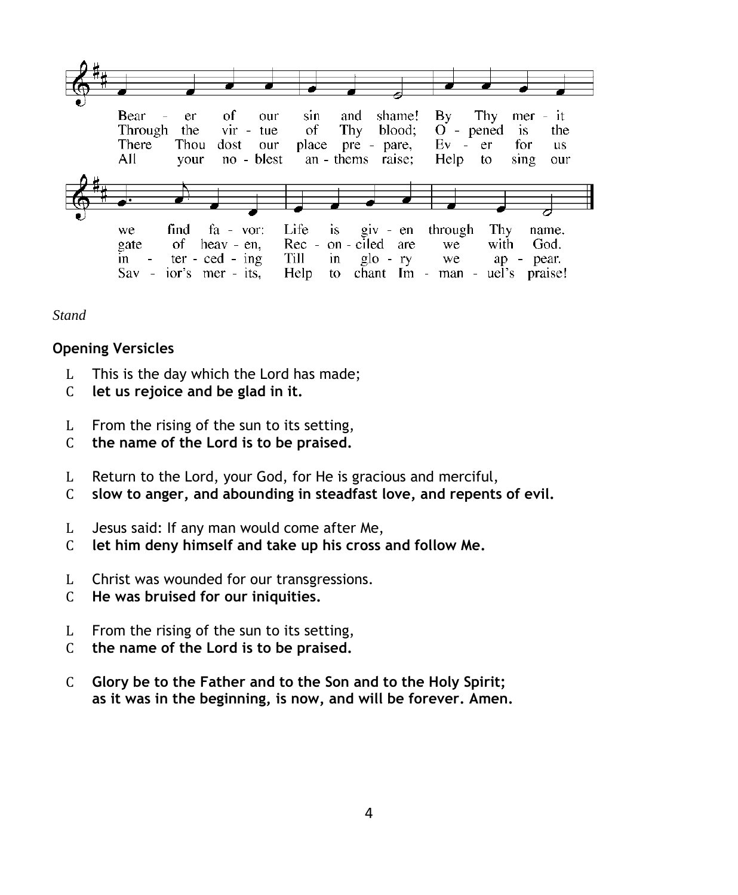Bear - er of our sin and shame! By Thy mer - it we find fa - vor: Life is giv - en through Thy name.
Through the vir - tue of Thy blood; O - pened is the gate of heav - en, Rec - on - ciled are we with God.
There Thou dost our place pre - pare, Ev - er for us in - ter - ced - ing Till in glo - ry we ap - pear.
All your no - blest an - thems raise; Help to sing our Sav - ior's mer - its, Help to chant Im - man - uel's praise!

*Stand*

**Opening Versicles**

L This is the day which the Lord has made;
C **let us rejoice and be glad in it.**

L From the rising of the sun to its setting,
C **the name of the Lord is to be praised.**

L Return to the Lord, your God, for He is gracious and merciful,
C **slow to anger, and abounding in steadfast love, and repents of evil.**

L Jesus said: If any man would come after Me,
C **let him deny himself and take up his cross and follow Me.**

L Christ was wounded for our transgressions.
C **He was bruised for our iniquities.**

L From the rising of the sun to its setting,
C **the name of the Lord is to be praised.**

C **Glory be to the Father and to the Son and to the Holy Spirit;
as it was in the beginning, is now, and will be forever. Amen.**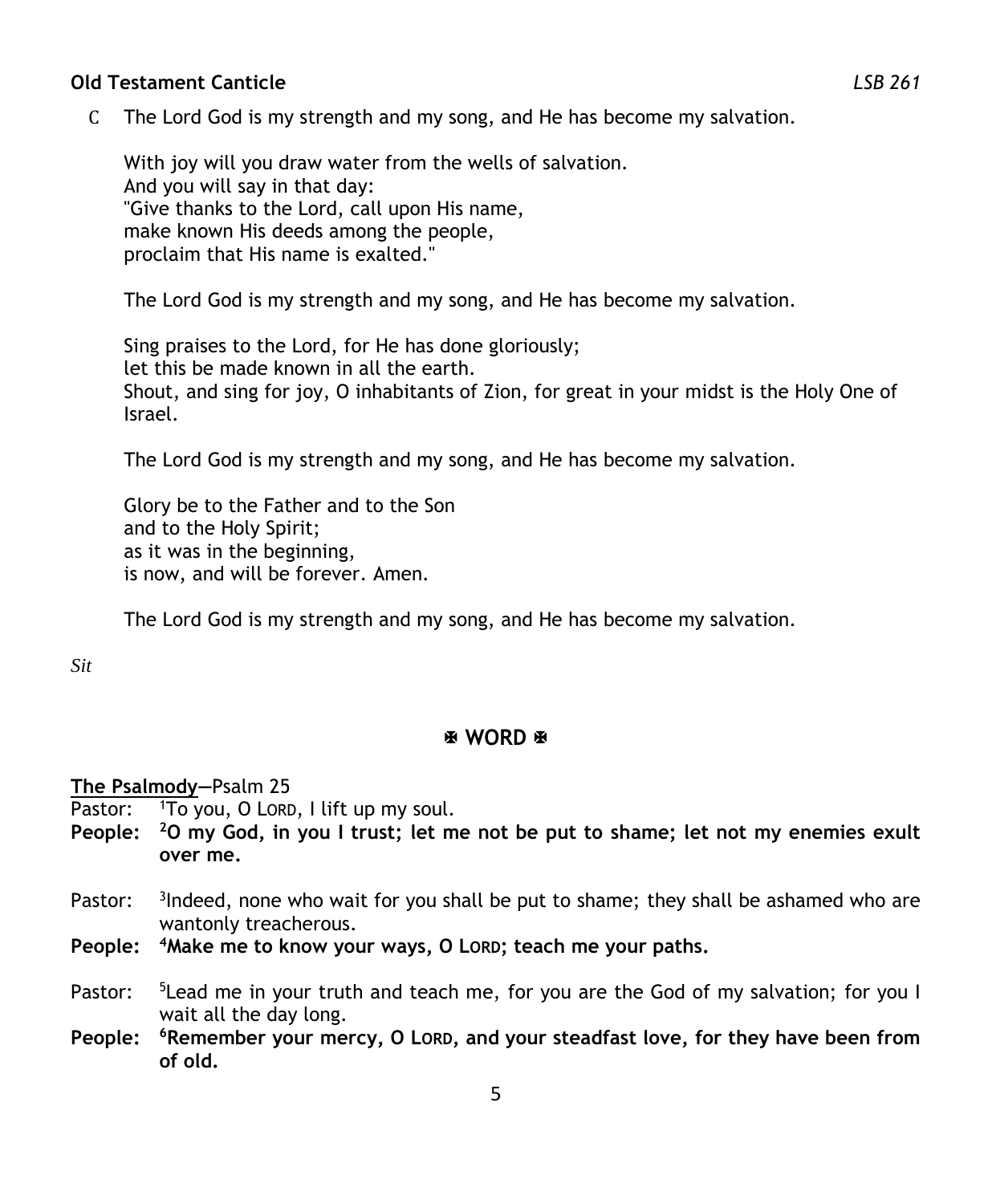**Old Testament Canticle** *LSB 261*

C The Lord God is my strength and my song, and He has become my salvation.

With joy will you draw water from the wells of salvation.
And you will say in that day:
"Give thanks to the Lord, call upon His name,
make known His deeds among the people,
proclaim that His name is exalted."

The Lord God is my strength and my song, and He has become my salvation.

Sing praises to the Lord, for He has done gloriously;
let this be made known in all the earth.
Shout, and sing for joy, O inhabitants of Zion, for great in your midst is the Holy One of Israel.

The Lord God is my strength and my song, and He has become my salvation.

Glory be to the Father and to the Son
and to the Holy Spirit;
as it was in the beginning,
is now, and will be forever. Amen.

The Lord God is my strength and my song, and He has become my salvation.

*Sit*

## ✠ WORD ✠

**The Psalmody**—Psalm 25

Pastor: [1]To you, O LORD, I lift up my soul.

**People: [2]O my God, in you I trust; let me not be put to shame; let not my enemies exult over me.**

Pastor: [3]Indeed, none who wait for you shall be put to shame; they shall be ashamed who are wantonly treacherous.

**People: [4]Make me to know your ways, O LORD; teach me your paths.**

Pastor: [5]Lead me in your truth and teach me, for you are the God of my salvation; for you I wait all the day long.

**People: [6]Remember your mercy, O LORD, and your steadfast love, for they have been from of old.**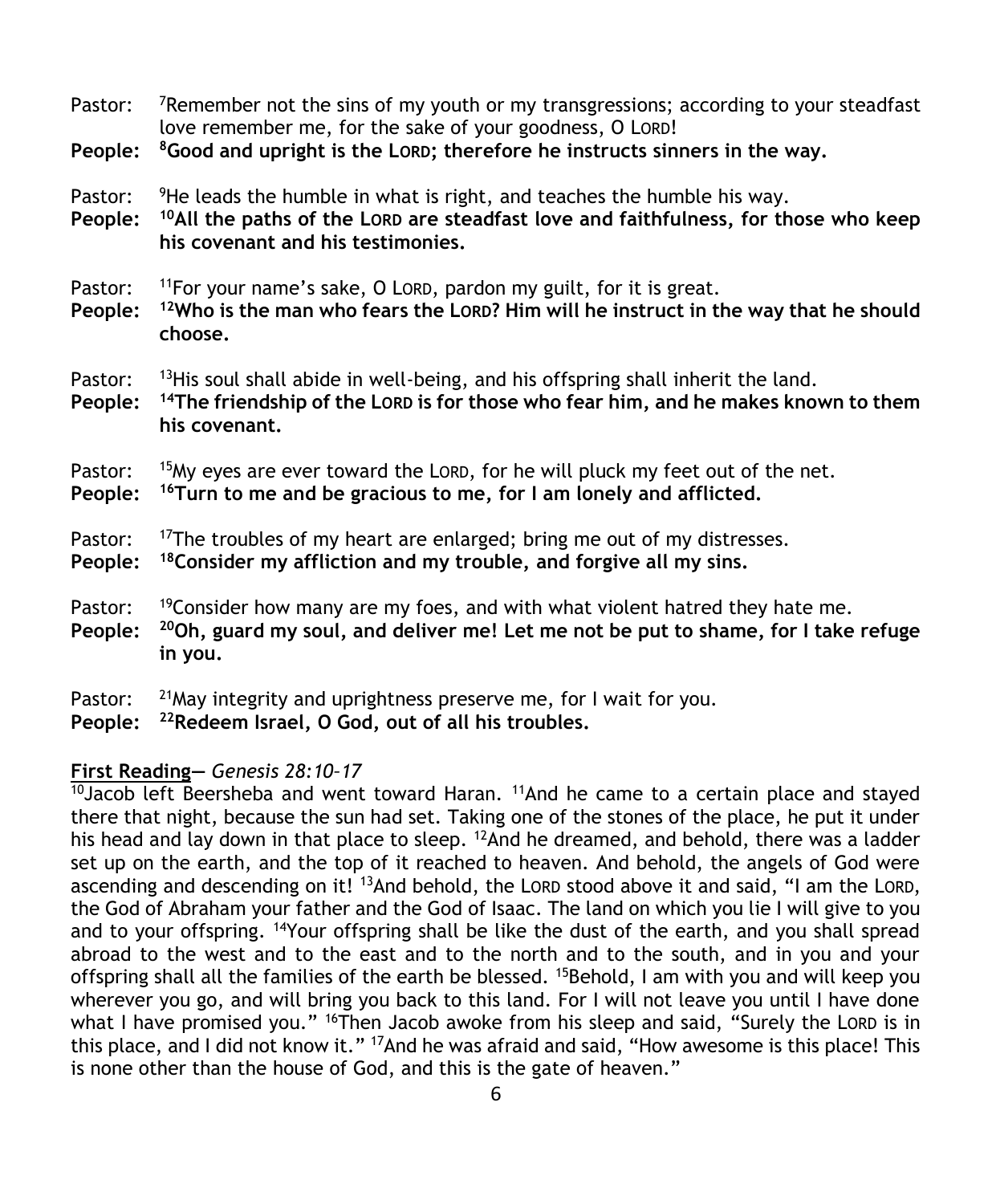Pastor: [7]Remember not the sins of my youth or my transgressions; according to your steadfast love remember me, for the sake of your goodness, O LORD!

**People: [8]Good and upright is the LORD; therefore he instructs sinners in the way.**

Pastor: [9]He leads the humble in what is right, and teaches the humble his way.

**People: [10]All the paths of the LORD are steadfast love and faithfulness, for those who keep his covenant and his testimonies.**

Pastor: [11]For your name's sake, O LORD, pardon my guilt, for it is great.

**People: [12]Who is the man who fears the LORD? Him will he instruct in the way that he should choose.**

Pastor: [13]His soul shall abide in well-being, and his offspring shall inherit the land.

**People: [14]The friendship of the LORD is for those who fear him, and he makes known to them his covenant.**

Pastor: [15]My eyes are ever toward the LORD, for he will pluck my feet out of the net.

**People: [16]Turn to me and be gracious to me, for I am lonely and afflicted.**

Pastor: [17]The troubles of my heart are enlarged; bring me out of my distresses.

**People: [18]Consider my affliction and my trouble, and forgive all my sins.**

Pastor: [19]Consider how many are my foes, and with what violent hatred they hate me.

**People: [20]Oh, guard my soul, and deliver me! Let me not be put to shame, for I take refuge in you.**

Pastor: [21]May integrity and uprightness preserve me, for I wait for you.

**People: [22]Redeem Israel, O God, out of all his troubles.**

**First Reading**— *Genesis 28:10–17*

[10]Jacob left Beersheba and went toward Haran. [11]And he came to a certain place and stayed there that night, because the sun had set. Taking one of the stones of the place, he put it under his head and lay down in that place to sleep. [12]And he dreamed, and behold, there was a ladder set up on the earth, and the top of it reached to heaven. And behold, the angels of God were ascending and descending on it! [13]And behold, the LORD stood above it and said, "I am the LORD, the God of Abraham your father and the God of Isaac. The land on which you lie I will give to you and to your offspring. [14]Your offspring shall be like the dust of the earth, and you shall spread abroad to the west and to the east and to the north and to the south, and in you and your offspring shall all the families of the earth be blessed. [15]Behold, I am with you and will keep you wherever you go, and will bring you back to this land. For I will not leave you until I have done what I have promised you." [16]Then Jacob awoke from his sleep and said, "Surely the LORD is in this place, and I did not know it." [17]And he was afraid and said, "How awesome is this place! This is none other than the house of God, and this is the gate of heaven."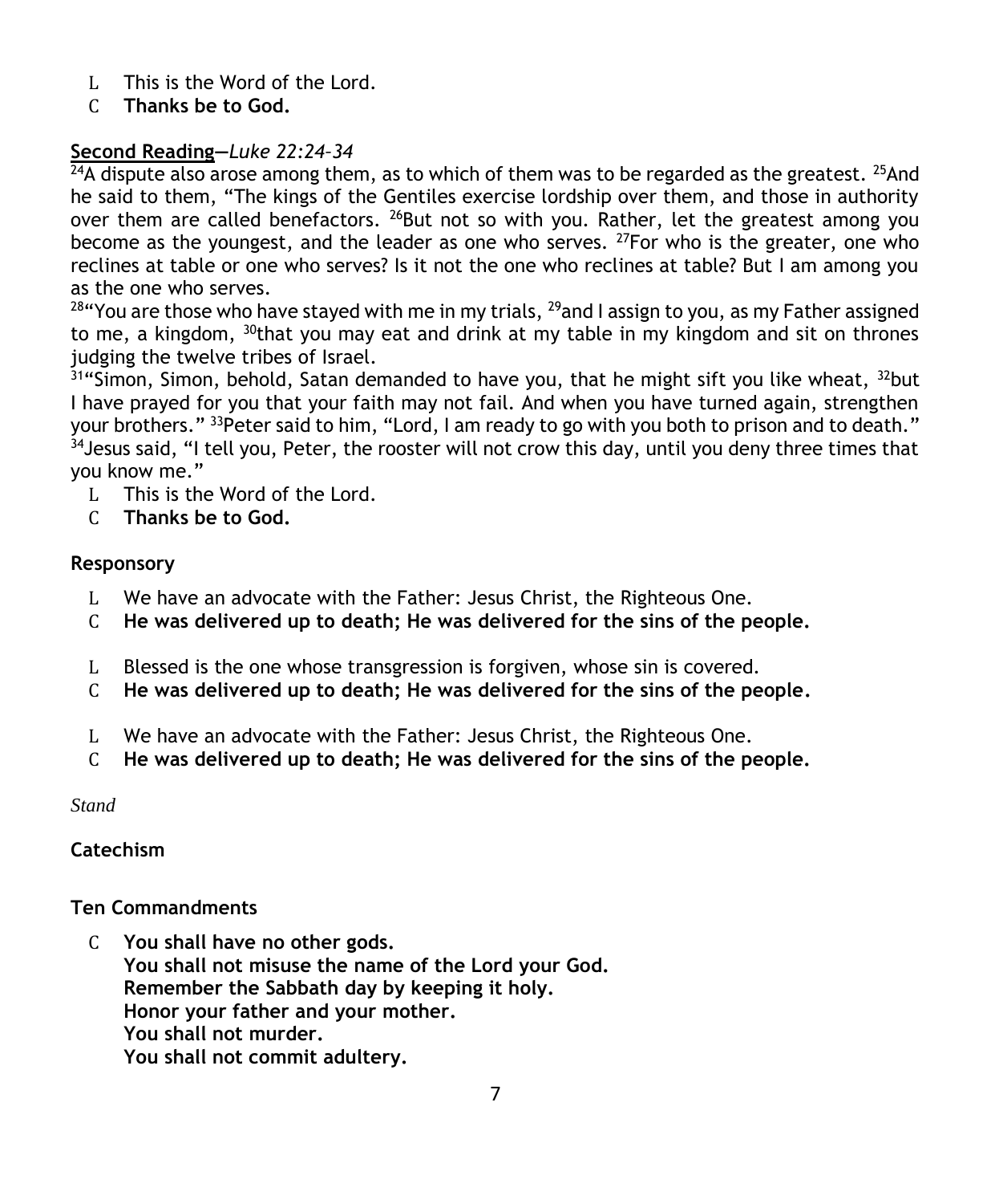L This is the Word of the Lord.
C **Thanks be to God.**

**Second Reading**—*Luke 22:24–34*

[24]A dispute also arose among them, as to which of them was to be regarded as the greatest. [25]And he said to them, "The kings of the Gentiles exercise lordship over them, and those in authority over them are called benefactors. [26]But not so with you. Rather, let the greatest among you become as the youngest, and the leader as one who serves. [27]For who is the greater, one who reclines at table or one who serves? Is it not the one who reclines at table? But I am among you as the one who serves.

[28]"You are those who have stayed with me in my trials, [29]and I assign to you, as my Father assigned to me, a kingdom, [30]that you may eat and drink at my table in my kingdom and sit on thrones judging the twelve tribes of Israel.

[31]"Simon, Simon, behold, Satan demanded to have you, that he might sift you like wheat, [32]but I have prayed for you that your faith may not fail. And when you have turned again, strengthen your brothers." [33]Peter said to him, "Lord, I am ready to go with you both to prison and to death." [34]Jesus said, "I tell you, Peter, the rooster will not crow this day, until you deny three times that you know me."

L This is the Word of the Lord.
C **Thanks be to God.**

**Responsory**

L We have an advocate with the Father: Jesus Christ, the Righteous One.
C **He was delivered up to death; He was delivered for the sins of the people.**

L Blessed is the one whose transgression is forgiven, whose sin is covered.
C **He was delivered up to death; He was delivered for the sins of the people.**

L We have an advocate with the Father: Jesus Christ, the Righteous One.
C **He was delivered up to death; He was delivered for the sins of the people.**

*Stand*

**Catechism**

**Ten Commandments**

C **You shall have no other gods.**
**You shall not misuse the name of the Lord your God.**
**Remember the Sabbath day by keeping it holy.**
**Honor your father and your mother.**
**You shall not murder.**
**You shall not commit adultery.**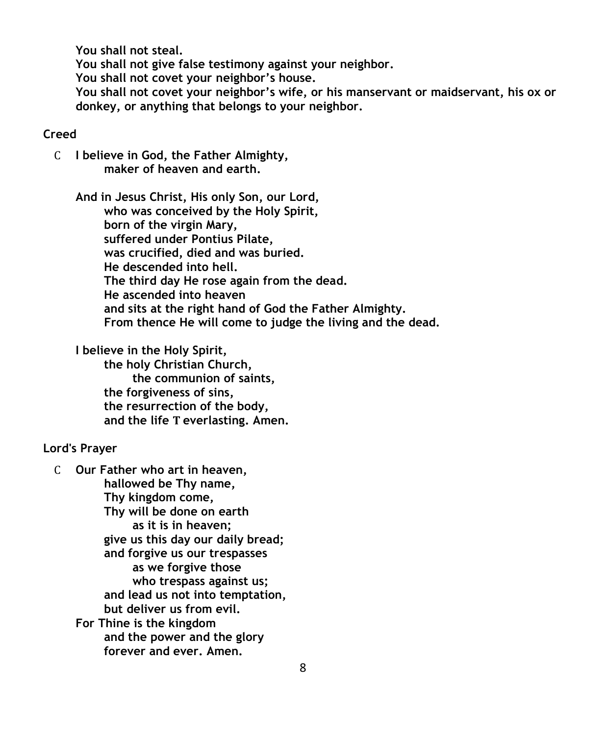**You shall not steal.**
**You shall not give false testimony against your neighbor.**
**You shall not covet your neighbor's house.**
**You shall not covet your neighbor's wife, or his manservant or maidservant, his ox or donkey, or anything that belongs to your neighbor.**

**Creed**

C **I believe in God, the Father Almighty,**
**maker of heaven and earth.**

**And in Jesus Christ, His only Son, our Lord,**
**who was conceived by the Holy Spirit,**
**born of the virgin Mary,**
**suffered under Pontius Pilate,**
**was crucified, died and was buried.**
**He descended into hell.**
**The third day He rose again from the dead.**
**He ascended into heaven**
**and sits at the right hand of God the Father Almighty.**
**From thence He will come to judge the living and the dead.**

**I believe in the Holy Spirit,**
**the holy Christian Church,**
**the communion of saints,**
**the forgiveness of sins,**
**the resurrection of the body,**
**and the life T everlasting. Amen.**

**Lord's Prayer**

C **Our Father who art in heaven,**
**hallowed be Thy name,**
**Thy kingdom come,**
**Thy will be done on earth**
**as it is in heaven;**
**give us this day our daily bread;**
**and forgive us our trespasses**
**as we forgive those**
**who trespass against us;**
**and lead us not into temptation,**
**but deliver us from evil.**
**For Thine is the kingdom**
**and the power and the glory**
**forever and ever. Amen.**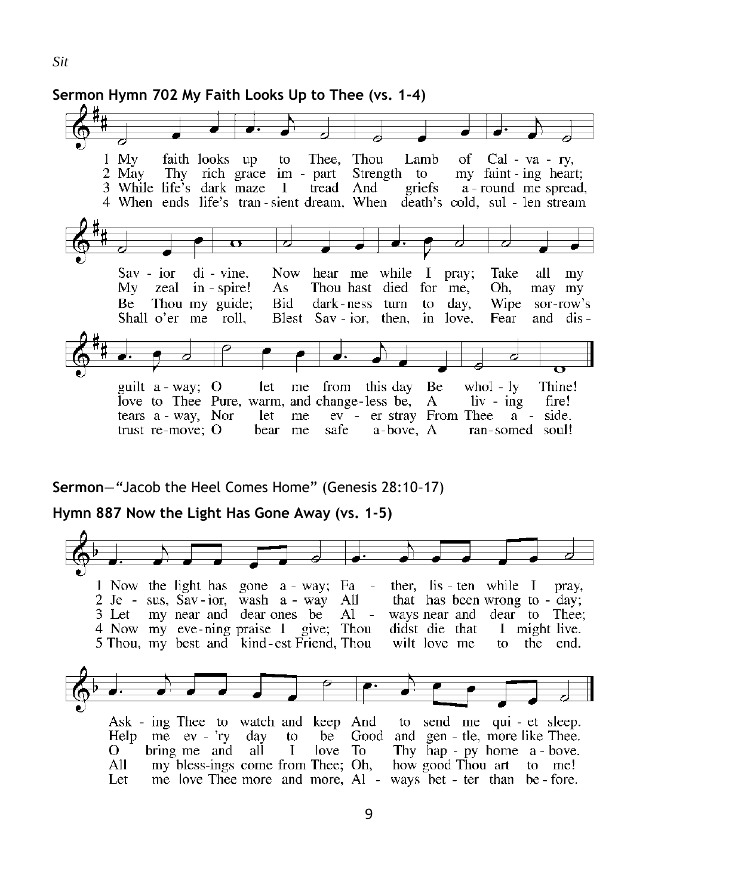*Sit*

**Sermon Hymn 702 My Faith Looks Up to Thee (vs. 1-4)**

1 My faith looks up to Thee, Thou Lamb of Cal - va - ry,
Sav - ior di - vine.
Now hear me while I pray;
Take all my guilt a - way;
O let me from this day
Be whol - ly Thine!

2 May Thy rich grace im - part Strength to my faint - ing heart;
My zeal in - spire!
As Thou hast died for me,
Oh, may my love to Thee
Pure, warm, and change - less be,
A liv - ing fire!

3 While life's dark maze I tread And griefs a - round me spread,
Be Thou my guide;
Bid dark - ness turn to day,
Wipe sor - row's tears a - way,
Nor let me ev - er stray
From Thee a - side.

4 When ends life's tran - sient dream, When death's cold, sul - len stream
Shall o'er me roll,
Blest Sav - ior, then, in love,
Fear and dis - trust re - move;
O bear me safe a - bove,
A ran - somed soul!

**Sermon**—"Jacob the Heel Comes Home" (Genesis 28:10–17)

**Hymn 887 Now the Light Has Gone Away (vs. 1-5)**

1 Now the light has gone a - way; Fa - ther, lis - ten while I pray,
Ask - ing Thee to watch and keep And to send me qui - et sleep.

2 Je - sus, Sav - ior, wash a - way All that has been wrong to - day;
Help me ev - 'ry day to be Good and gen - tle, more like Thee.

3 Let my near and dear ones be Al - ways near and dear to Thee;
O bring me and all I love To Thy hap - py home a - bove.

4 Now my eve - ning praise I give; Thou didst die that I might live.
All my bless - ings come from Thee; Oh, how good Thou art to me!

5 Thou, my best and kind - est Friend, Thou wilt love me to the end.
Let me love Thee more and more, Al - ways bet - ter than be - fore.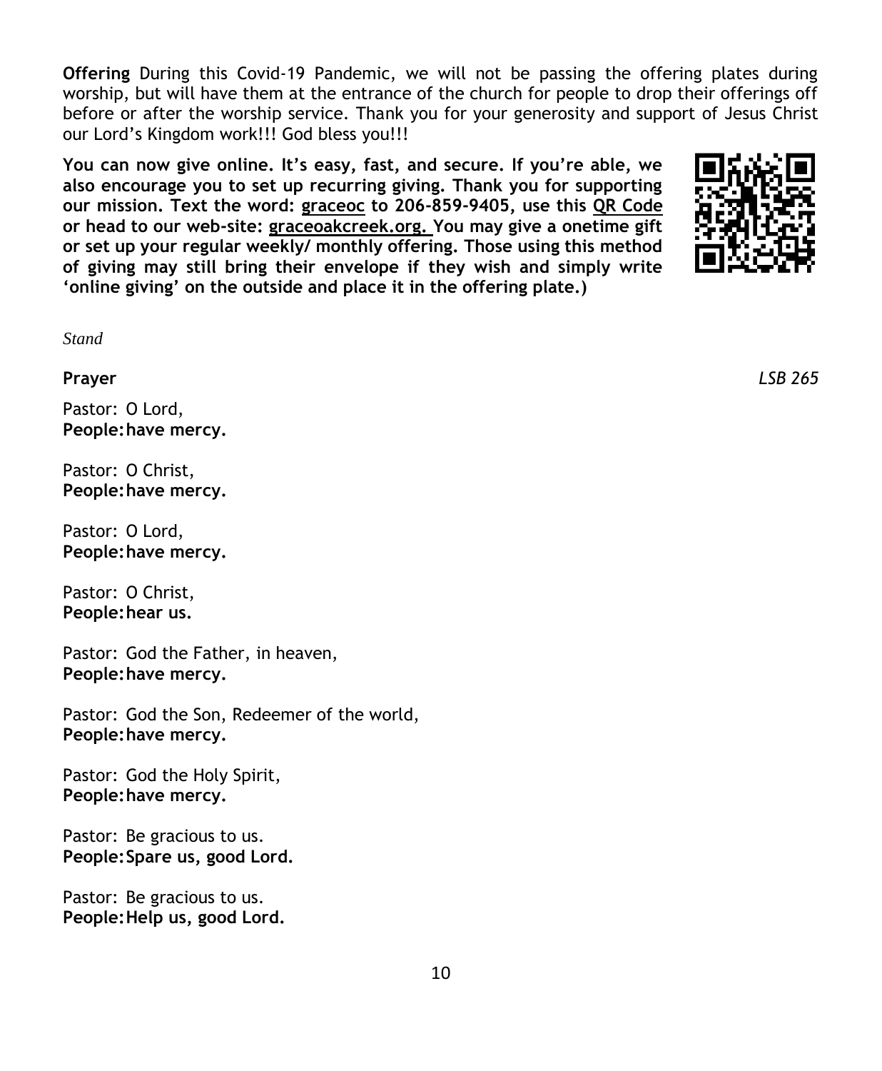**Offering** During this Covid-19 Pandemic, we will not be passing the offering plates during worship, but will have them at the entrance of the church for people to drop their offerings off before or after the worship service. Thank you for your generosity and support of Jesus Christ our Lord's Kingdom work!!! God bless you!!!

**You can now give online. It's easy, fast, and secure. If you're able, we also encourage you to set up recurring giving. Thank you for supporting our mission. Text the word: graceoc to 206-859-9405, use this QR Code or head to our web-site: graceoakcreek.org. You may give a onetime gift or set up your regular weekly/ monthly offering. Those using this method of giving may still bring their envelope if they wish and simply write 'online giving' on the outside and place it in the offering plate.)**

*Stand*

**Prayer** *LSB 265*

Pastor: O Lord,
**People: have mercy.**

Pastor: O Christ,
**People: have mercy.**

Pastor: O Lord,
**People: have mercy.**

Pastor: O Christ,
**People: hear us.**

Pastor: God the Father, in heaven,
**People: have mercy.**

Pastor: God the Son, Redeemer of the world,
**People: have mercy.**

Pastor: God the Holy Spirit,
**People: have mercy.**

Pastor: Be gracious to us.
**People: Spare us, good Lord.**

Pastor: Be gracious to us.
**People: Help us, good Lord.**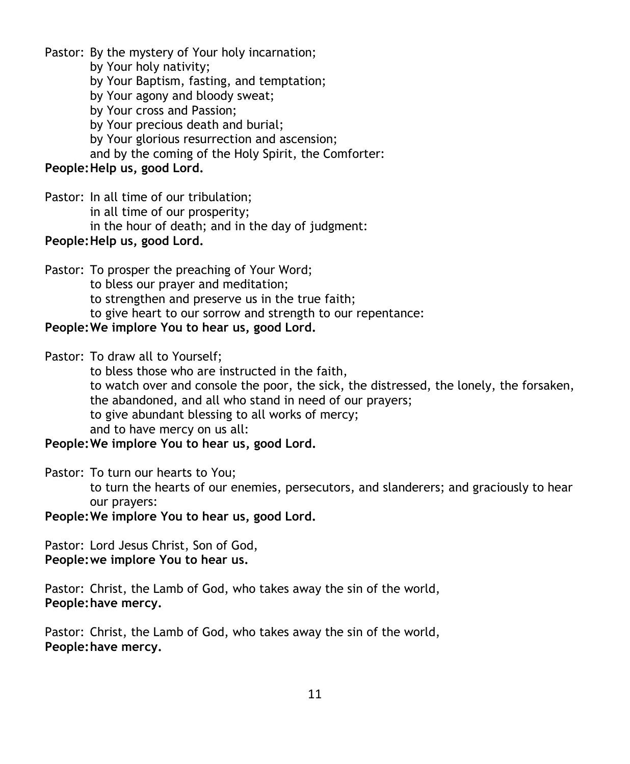Pastor: By the mystery of Your holy incarnation;
by Your holy nativity;
by Your Baptism, fasting, and temptation;
by Your agony and bloody sweat;
by Your cross and Passion;
by Your precious death and burial;
by Your glorious resurrection and ascension;
and by the coming of the Holy Spirit, the Comforter:
**People: Help us, good Lord.**

Pastor: In all time of our tribulation;
in all time of our prosperity;
in the hour of death; and in the day of judgment:
**People: Help us, good Lord.**

Pastor: To prosper the preaching of Your Word;
to bless our prayer and meditation;
to strengthen and preserve us in the true faith;
to give heart to our sorrow and strength to our repentance:
**People: We implore You to hear us, good Lord.**

Pastor: To draw all to Yourself;
to bless those who are instructed in the faith,
to watch over and console the poor, the sick, the distressed, the lonely, the forsaken, the abandoned, and all who stand in need of our prayers;
to give abundant blessing to all works of mercy;
and to have mercy on us all:
**People: We implore You to hear us, good Lord.**

Pastor: To turn our hearts to You;
to turn the hearts of our enemies, persecutors, and slanderers; and graciously to hear our prayers:
**People: We implore You to hear us, good Lord.**

Pastor: Lord Jesus Christ, Son of God,
**People: we implore You to hear us.**

Pastor: Christ, the Lamb of God, who takes away the sin of the world,
**People: have mercy.**

Pastor: Christ, the Lamb of God, who takes away the sin of the world,
**People: have mercy.**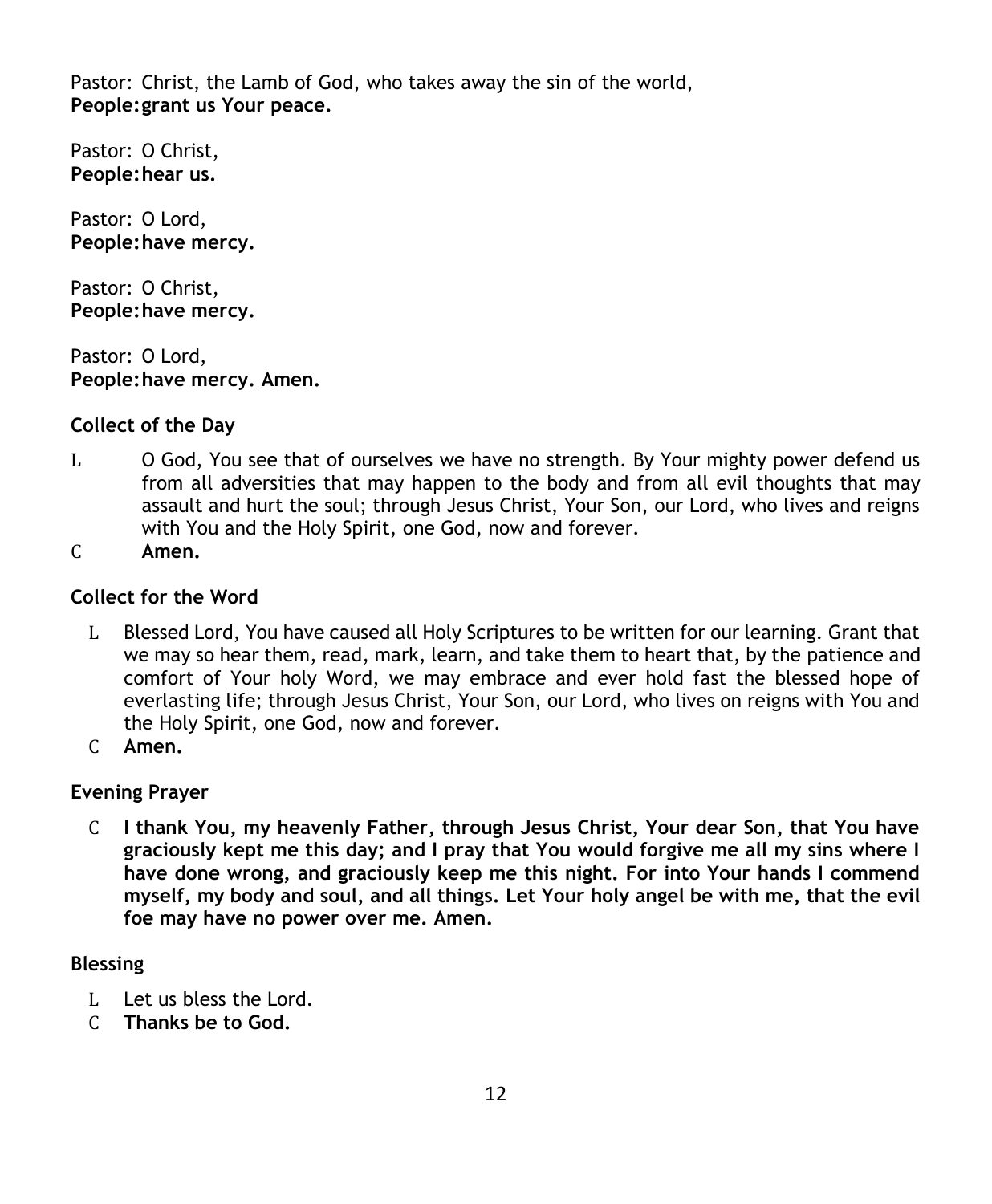Pastor: Christ, the Lamb of God, who takes away the sin of the world,
**People: grant us Your peace.**

Pastor: O Christ,
**People: hear us.**

Pastor: O Lord,
**People: have mercy.**

Pastor: O Christ,
**People: have mercy.**

Pastor: O Lord,
**People: have mercy. Amen.**

### Collect of the Day

L O God, You see that of ourselves we have no strength. By Your mighty power defend us from all adversities that may happen to the body and from all evil thoughts that may assault and hurt the soul; through Jesus Christ, Your Son, our Lord, who lives and reigns with You and the Holy Spirit, one God, now and forever.

C **Amen.**

### Collect for the Word

L Blessed Lord, You have caused all Holy Scriptures to be written for our learning. Grant that we may so hear them, read, mark, learn, and take them to heart that, by the patience and comfort of Your holy Word, we may embrace and ever hold fast the blessed hope of everlasting life; through Jesus Christ, Your Son, our Lord, who lives on reigns with You and the Holy Spirit, one God, now and forever.

C **Amen.**

### Evening Prayer

C **I thank You, my heavenly Father, through Jesus Christ, Your dear Son, that You have graciously kept me this day; and I pray that You would forgive me all my sins where I have done wrong, and graciously keep me this night. For into Your hands I commend myself, my body and soul, and all things. Let Your holy angel be with me, that the evil foe may have no power over me. Amen.**

### Blessing

L Let us bless the Lord.

C **Thanks be to God.**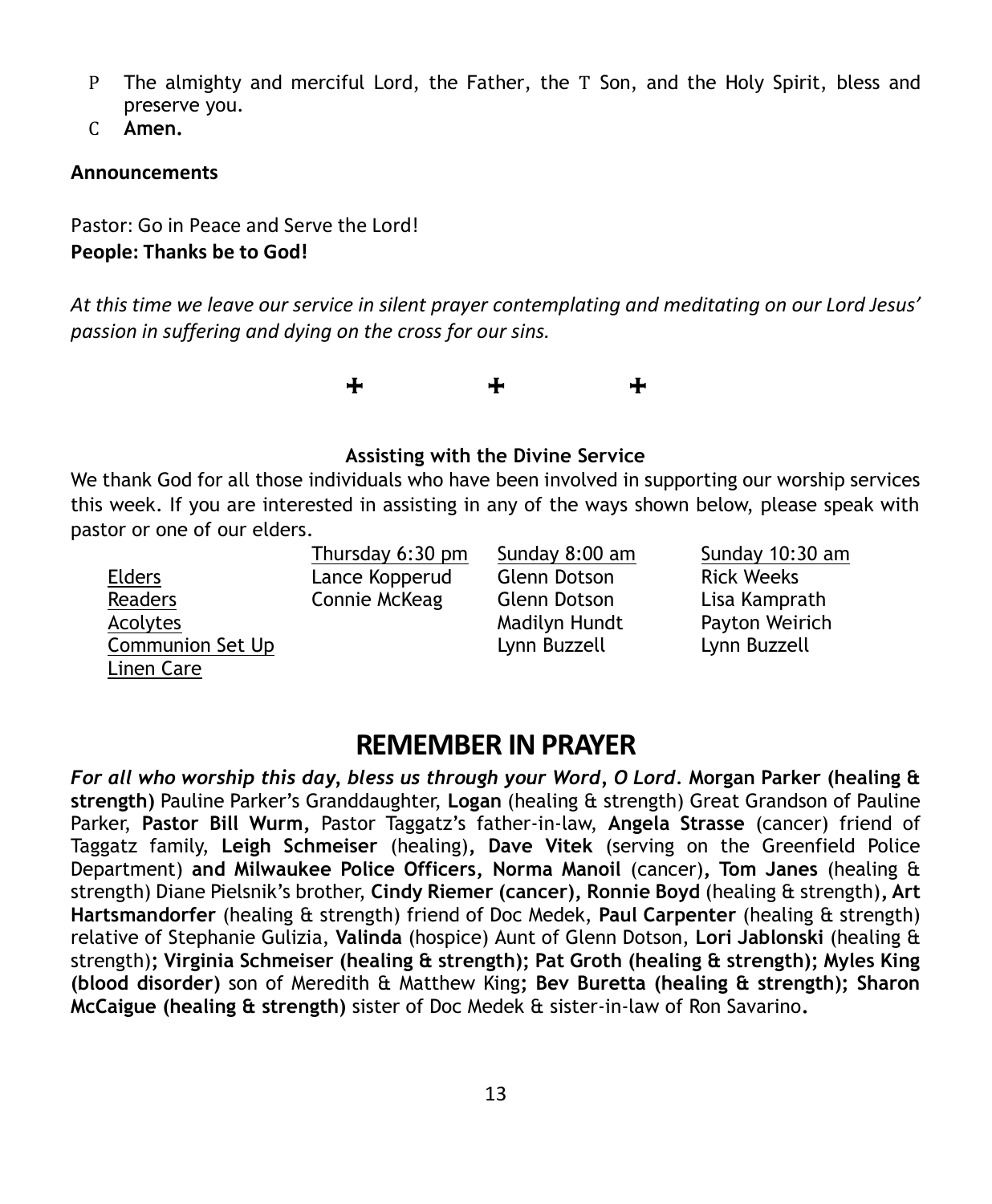P The almighty and merciful Lord, the Father, the T Son, and the Holy Spirit, bless and preserve you.

C **Amen.**

**Announcements**

Pastor: Go in Peace and Serve the Lord!
**People: Thanks be to God!**

*At this time we leave our service in silent prayer contemplating and meditating on our Lord Jesus' passion in suffering and dying on the cross for our sins.*

+ + +

**Assisting with the Divine Service**

We thank God for all those individuals who have been involved in supporting our worship services this week. If you are interested in assisting in any of the ways shown below, please speak with pastor or one of our elders.

| | Thursday 6:30 pm | Sunday 8:00 am | Sunday 10:30 am |
|---|---|---|---|
| Elders | Lance Kopperud | Glenn Dotson | Rick Weeks |
| Readers | Connie McKeag | Glenn Dotson | Lisa Kamprath |
| Acolytes | | Madilyn Hundt | Payton Weirich |
| Communion Set Up | | Lynn Buzzell | Lynn Buzzell |
| Linen Care | | | |

## REMEMBER IN PRAYER

***For all who worship this day, bless us through your Word, O Lord*. Morgan Parker (healing & strength)** Pauline Parker's Granddaughter, **Logan** (healing & strength) Great Grandson of Pauline Parker, **Pastor Bill Wurm,** Pastor Taggatz's father-in-law, **Angela Strasse** (cancer) friend of Taggatz family, **Leigh Schmeiser** (healing)**, Dave Vitek** (serving on the Greenfield Police Department) **and Milwaukee Police Officers, Norma Manoil** (cancer)**, Tom Janes** (healing & strength) Diane Pielsnik's brother, **Cindy Riemer (cancer), Ronnie Boyd** (healing & strength)**, Art Hartsmandorfer** (healing & strength) friend of Doc Medek, **Paul Carpenter** (healing & strength) relative of Stephanie Gulizia, **Valinda** (hospice) Aunt of Glenn Dotson, **Lori Jablonski** (healing & strength)**; Virginia Schmeiser (healing & strength); Pat Groth (healing & strength); Myles King (blood disorder)** son of Meredith & Matthew King**; Bev Buretta (healing & strength); Sharon McCaigue (healing & strength)** sister of Doc Medek & sister-in-law of Ron Savarino**.**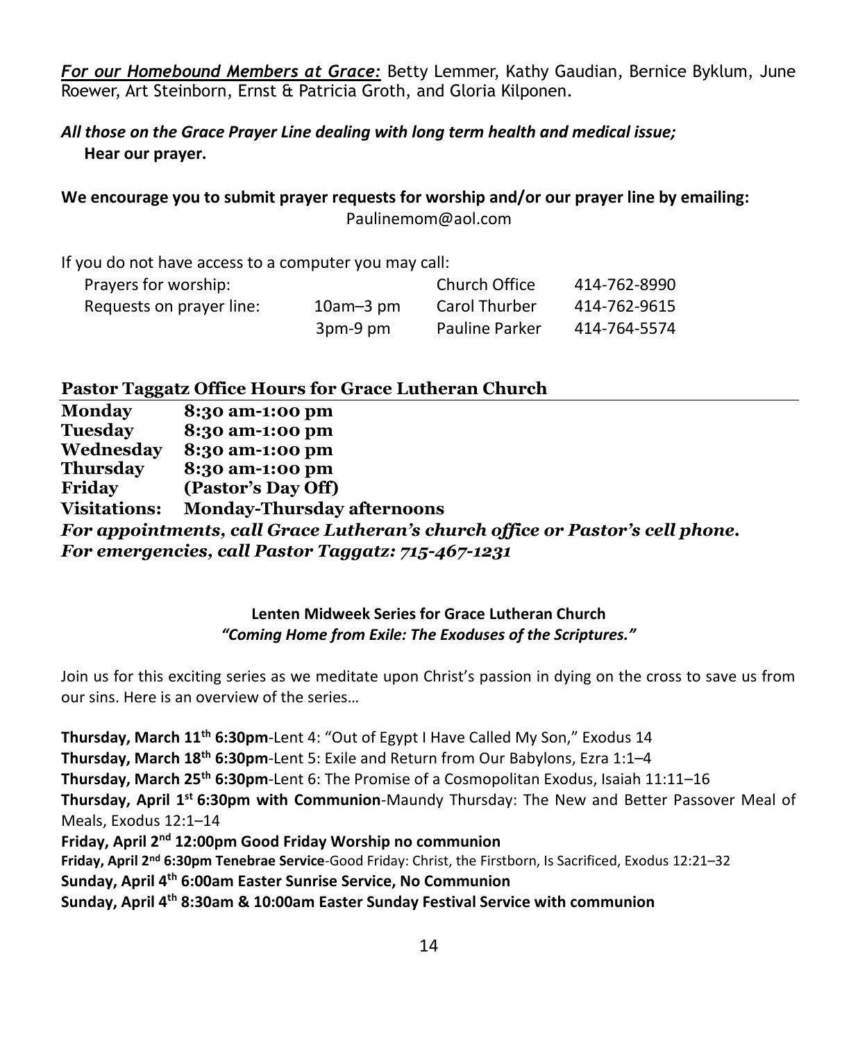***For our Homebound Members at Grace:*** Betty Lemmer, Kathy Gaudian, Bernice Byklum, June Roewer, Art Steinborn, Ernst & Patricia Groth, and Gloria Kilponen.

***All those on the Grace Prayer Line dealing with long term health and medical issue;***
**Hear our prayer.**

**We encourage you to submit prayer requests for worship and/or our prayer line by emailing:**
Paulinemom@aol.com

If you do not have access to a computer you may call:

| | | | |
|---|---|---|---|
| Prayers for worship: | | Church Office | 414-762-8990 |
| Requests on prayer line: | 10am–3 pm | Carol Thurber | 414-762-9615 |
| | 3pm-9 pm | Pauline Parker | 414-764-5574 |

## Pastor Taggatz Office Hours for Grace Lutheran Church

| | |
|---|---|
| **Monday** | **8:30 am-1:00 pm** |
| **Tuesday** | **8:30 am-1:00 pm** |
| **Wednesday** | **8:30 am-1:00 pm** |
| **Thursday** | **8:30 am-1:00 pm** |
| **Friday** | **(Pastor's Day Off)** |
| **Visitations:** | **Monday-Thursday afternoons** |

***For appointments, call Grace Lutheran's church office or Pastor's cell phone.***
***For emergencies, call Pastor Taggatz: 715-467-1231***

**Lenten Midweek Series for Grace Lutheran Church**
***"Coming Home from Exile: The Exoduses of the Scriptures."***

Join us for this exciting series as we meditate upon Christ's passion in dying on the cross to save us from our sins. Here is an overview of the series…

**Thursday, March 11th 6:30pm**-Lent 4: "Out of Egypt I Have Called My Son," Exodus 14
**Thursday, March 18th 6:30pm**-Lent 5: Exile and Return from Our Babylons, Ezra 1:1–4
**Thursday, March 25th 6:30pm**-Lent 6: The Promise of a Cosmopolitan Exodus, Isaiah 11:11–16
**Thursday, April 1st 6:30pm with Communion**-Maundy Thursday: The New and Better Passover Meal of Meals, Exodus 12:1–14
**Friday, April 2nd 12:00pm Good Friday Worship no communion**
**Friday, April 2nd 6:30pm Tenebrae Service**-Good Friday: Christ, the Firstborn, Is Sacrificed, Exodus 12:21–32
**Sunday, April 4th 6:00am Easter Sunrise Service, No Communion**
**Sunday, April 4th 8:30am & 10:00am Easter Sunday Festival Service with communion**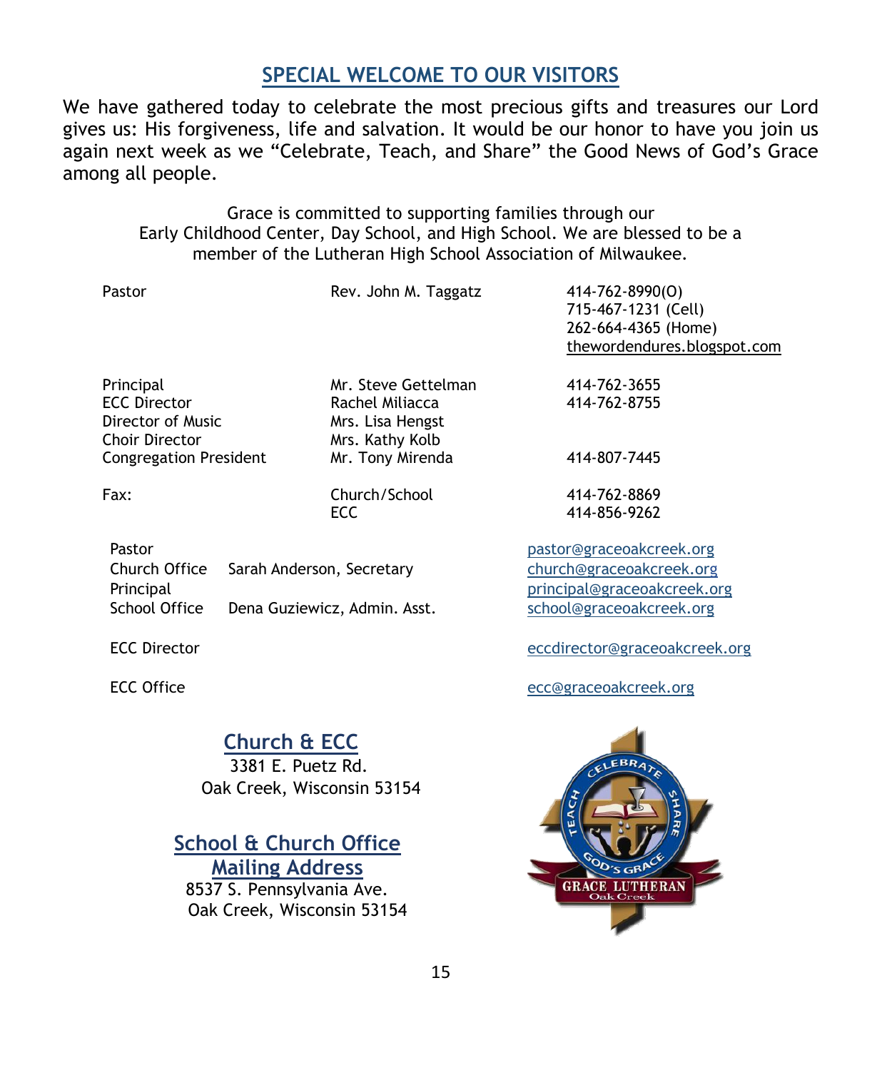## SPECIAL WELCOME TO OUR VISITORS

We have gathered today to celebrate the most precious gifts and treasures our Lord gives us: His forgiveness, life and salvation. It would be our honor to have you join us again next week as we "Celebrate, Teach, and Share" the Good News of God's Grace among all people.

Grace is committed to supporting families through our Early Childhood Center, Day School, and High School. We are blessed to be a member of the Lutheran High School Association of Milwaukee.

| | | |
|---|---|---|
| Pastor | Rev. John M. Taggatz | 414-762-8990(O)<br>715-467-1231 (Cell)<br>262-664-4365 (Home)<br>thewordendures.blogspot.com |
| Principal | Mr. Steve Gettelman | 414-762-3655 |
| ECC Director | Rachel Miliacca | 414-762-8755 |
| Director of Music | Mrs. Lisa Hengst | |
| Choir Director | Mrs. Kathy Kolb | |
| Congregation President | Mr. Tony Mirenda | 414-807-7445 |
| Fax: | Church/School | 414-762-8869 |
| | ECC | 414-856-9262 |

| | | |
|---|---|---|
| Pastor | | pastor@graceoakcreek.org |
| Church Office | Sarah Anderson, Secretary | church@graceoakcreek.org |
| Principal | | principal@graceoakcreek.org |
| School Office | Dena Guziewicz, Admin. Asst. | school@graceoakcreek.org |
| ECC Director | | eccdirector@graceoakcreek.org |
| ECC Office | | ecc@graceoakcreek.org |

### Church & ECC

3381 E. Puetz Rd.
Oak Creek, Wisconsin 53154

### School & Church Office Mailing Address

8537 S. Pennsylvania Ave.
Oak Creek, Wisconsin 53154